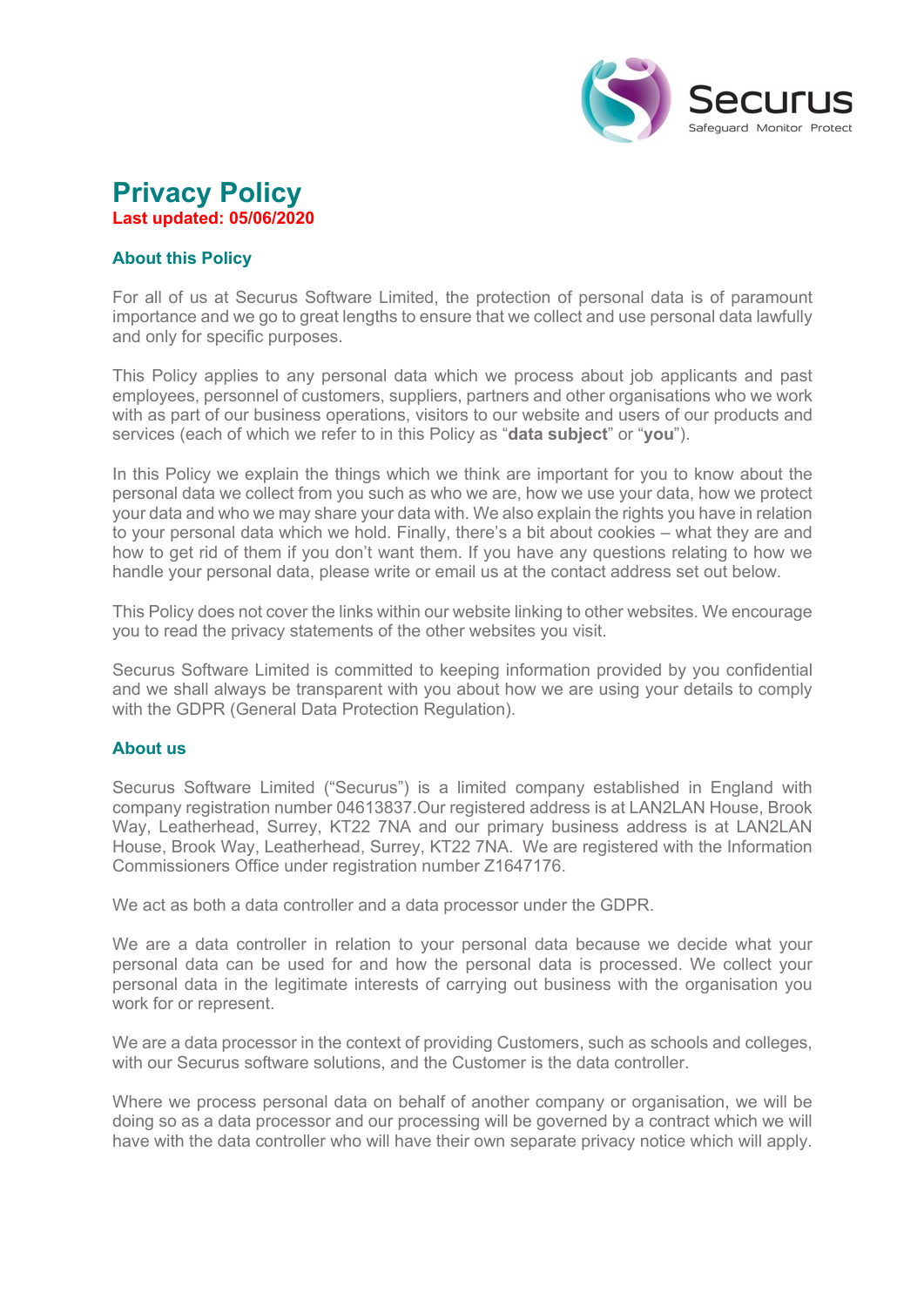# Privacy Policy

**Last updated: 05/06/2020**

## About this Policy

For all of us at Securus Software Limited, the protection of personal data is of paramount importance and we go to great lengths to ensure that we collect and use personal data lawfully and only for specific purposes.

This Policy applies to any personal data which we process about job applicants and past employees, personnel of customers, suppliers, partners and other organisations who we work with as part of our business operations, visitors to our website and users of our products and services (each of which we refer to in this Policy as "**data subject**" or "**you**").

In this Policy we explain the things which we think are important for you to know about the personal data we collect from you such as who we are, how we use your data, how we protect your data and who we may share your data with. We also explain the rights you have in relation to your personal data which we hold. Finally, there's a bit about cookies – what they are and how to get rid of them if you don't want them. If you have any questions relating to how we handle your personal data, please write or email us at the contact address set out below.

This Policy does not cover the links within our website linking to other websites. We encourage you to read the privacy statements of the other websites you visit.

Securus Software Limited is committed to keeping information provided by you confidential and we shall always be transparent with you about how we are using your details to comply with the GDPR (General Data Protection Regulation).

## About us

Securus Software Limited ("Securus") is a limited company established in England with company registration number 04613837.Our registered address is at LAN2LAN House, Brook Way, Leatherhead, Surrey, KT22 7NA and our primary business address is at LAN2LAN House, Brook Way, Leatherhead, Surrey, KT22 7NA. We are registered with the Information Commissioners Office under registration number Z1647176.

We act as both a data controller and a data processor under the GDPR.

We are a data controller in relation to your personal data because we decide what your personal data can be used for and how the personal data is processed. We collect your personal data in the legitimate interests of carrying out business with the organisation you work for or represent.

We are a data processor in the context of providing Customers, such as schools and colleges, with our Securus software solutions, and the Customer is the data controller.

Where we process personal data on behalf of another company or organisation, we will be doing so as a data processor and our processing will be governed by a contract which we will have with the data controller who will have their own separate privacy notice which will apply.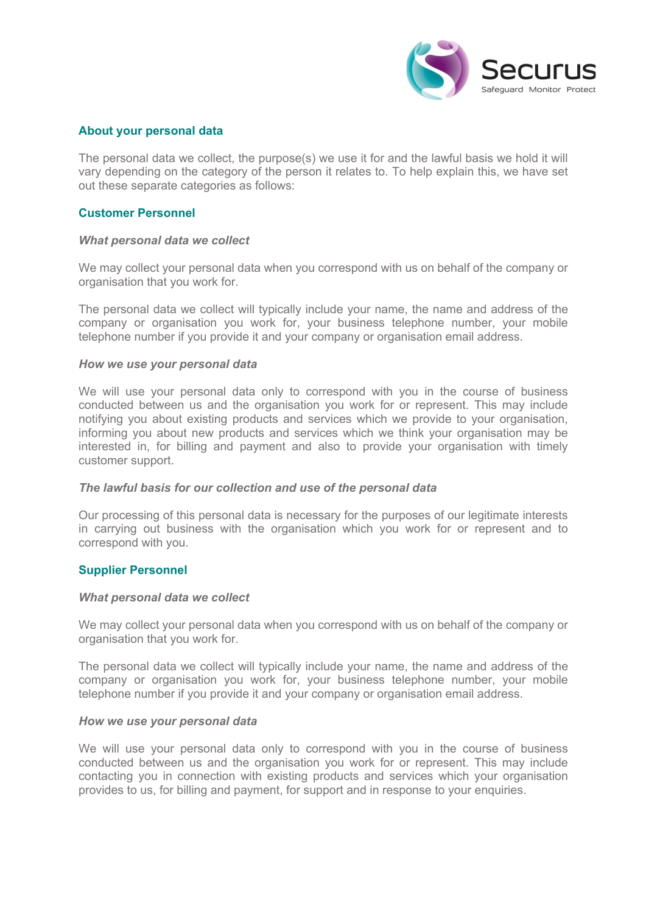## About your personal data

The personal data we collect, the purpose(s) we use it for and the lawful basis we hold it will vary depending on the category of the person it relates to. To help explain this, we have set out these separate categories as follows:

### Customer Personnel

***What personal data we collect***

We may collect your personal data when you correspond with us on behalf of the company or organisation that you work for.

The personal data we collect will typically include your name, the name and address of the company or organisation you work for, your business telephone number, your mobile telephone number if you provide it and your company or organisation email address.

***How we use your personal data***

We will use your personal data only to correspond with you in the course of business conducted between us and the organisation you work for or represent. This may include notifying you about existing products and services which we provide to your organisation, informing you about new products and services which we think your organisation may be interested in, for billing and payment and also to provide your organisation with timely customer support.

***The lawful basis for our collection and use of the personal data***

Our processing of this personal data is necessary for the purposes of our legitimate interests in carrying out business with the organisation which you work for or represent and to correspond with you.

### Supplier Personnel

***What personal data we collect***

We may collect your personal data when you correspond with us on behalf of the company or organisation that you work for.

The personal data we collect will typically include your name, the name and address of the company or organisation you work for, your business telephone number, your mobile telephone number if you provide it and your company or organisation email address.

***How we use your personal data***

We will use your personal data only to correspond with you in the course of business conducted between us and the organisation you work for or represent. This may include contacting you in connection with existing products and services which your organisation provides to us, for billing and payment, for support and in response to your enquiries.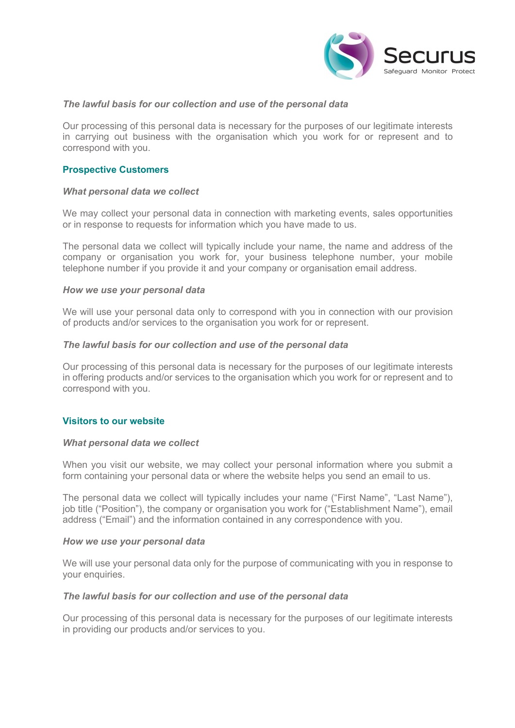### *The lawful basis for our collection and use of the personal data*

Our processing of this personal data is necessary for the purposes of our legitimate interests in carrying out business with the organisation which you work for or represent and to correspond with you.

## Prospective Customers

### *What personal data we collect*

We may collect your personal data in connection with marketing events, sales opportunities or in response to requests for information which you have made to us.

The personal data we collect will typically include your name, the name and address of the company or organisation you work for, your business telephone number, your mobile telephone number if you provide it and your company or organisation email address.

### *How we use your personal data*

We will use your personal data only to correspond with you in connection with our provision of products and/or services to the organisation you work for or represent.

### *The lawful basis for our collection and use of the personal data*

Our processing of this personal data is necessary for the purposes of our legitimate interests in offering products and/or services to the organisation which you work for or represent and to correspond with you.

## Visitors to our website

### *What personal data we collect*

When you visit our website, we may collect your personal information where you submit a form containing your personal data or where the website helps you send an email to us.

The personal data we collect will typically includes your name ("First Name", "Last Name"), job title ("Position"), the company or organisation you work for ("Establishment Name"), email address ("Email") and the information contained in any correspondence with you.

### *How we use your personal data*

We will use your personal data only for the purpose of communicating with you in response to your enquiries.

### *The lawful basis for our collection and use of the personal data*

Our processing of this personal data is necessary for the purposes of our legitimate interests in providing our products and/or services to you.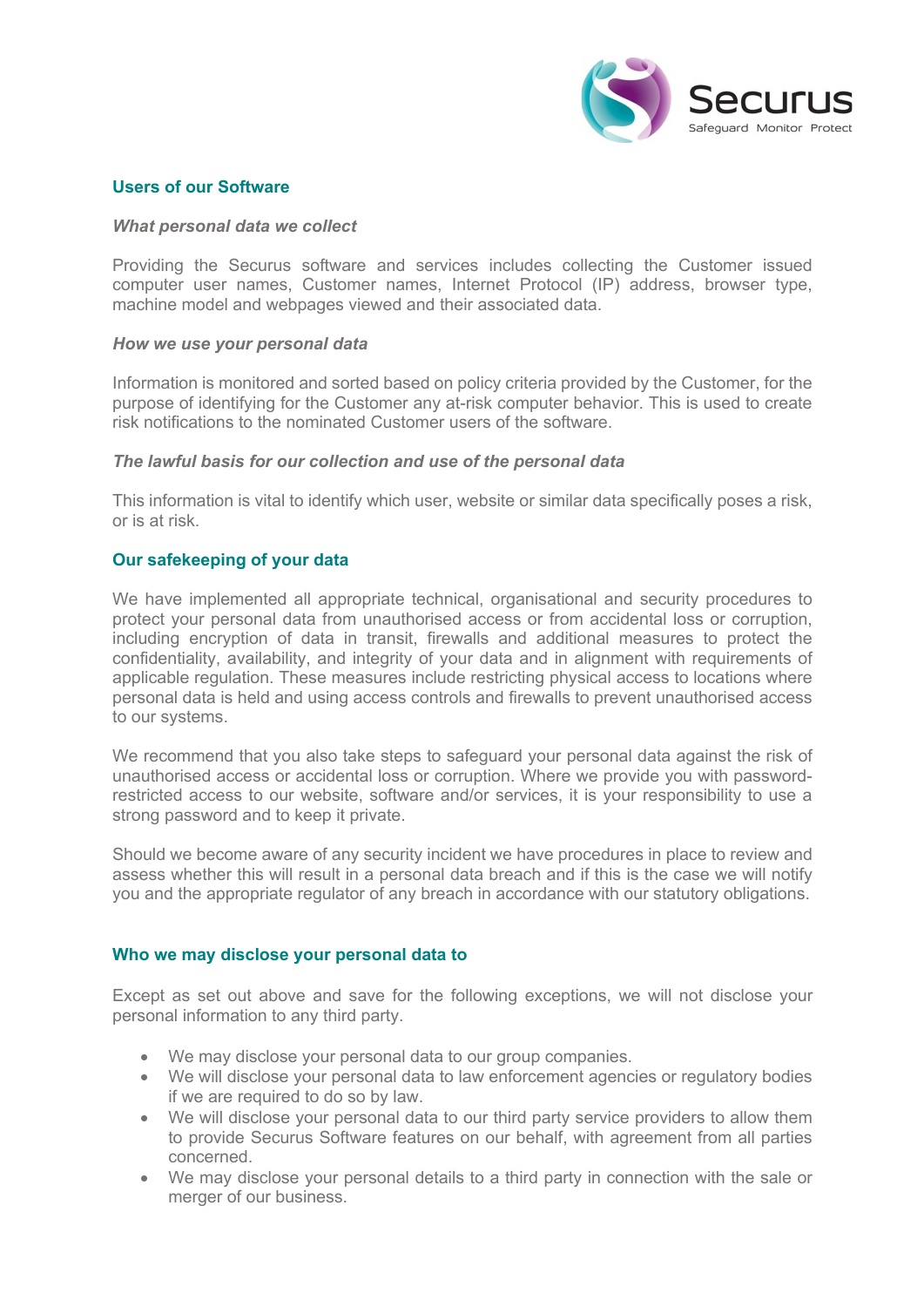## Users of our Software

### *What personal data we collect*

Providing the Securus software and services includes collecting the Customer issued computer user names, Customer names, Internet Protocol (IP) address, browser type, machine model and webpages viewed and their associated data.

### *How we use your personal data*

Information is monitored and sorted based on policy criteria provided by the Customer, for the purpose of identifying for the Customer any at-risk computer behavior. This is used to create risk notifications to the nominated Customer users of the software.

### *The lawful basis for our collection and use of the personal data*

This information is vital to identify which user, website or similar data specifically poses a risk, or is at risk.

## Our safekeeping of your data

We have implemented all appropriate technical, organisational and security procedures to protect your personal data from unauthorised access or from accidental loss or corruption, including encryption of data in transit, firewalls and additional measures to protect the confidentiality, availability, and integrity of your data and in alignment with requirements of applicable regulation. These measures include restricting physical access to locations where personal data is held and using access controls and firewalls to prevent unauthorised access to our systems.

We recommend that you also take steps to safeguard your personal data against the risk of unauthorised access or accidental loss or corruption. Where we provide you with password-restricted access to our website, software and/or services, it is your responsibility to use a strong password and to keep it private.

Should we become aware of any security incident we have procedures in place to review and assess whether this will result in a personal data breach and if this is the case we will notify you and the appropriate regulator of any breach in accordance with our statutory obligations.

## Who we may disclose your personal data to

Except as set out above and save for the following exceptions, we will not disclose your personal information to any third party.

- We may disclose your personal data to our group companies.
- We will disclose your personal data to law enforcement agencies or regulatory bodies if we are required to do so by law.
- We will disclose your personal data to our third party service providers to allow them to provide Securus Software features on our behalf, with agreement from all parties concerned.
- We may disclose your personal details to a third party in connection with the sale or merger of our business.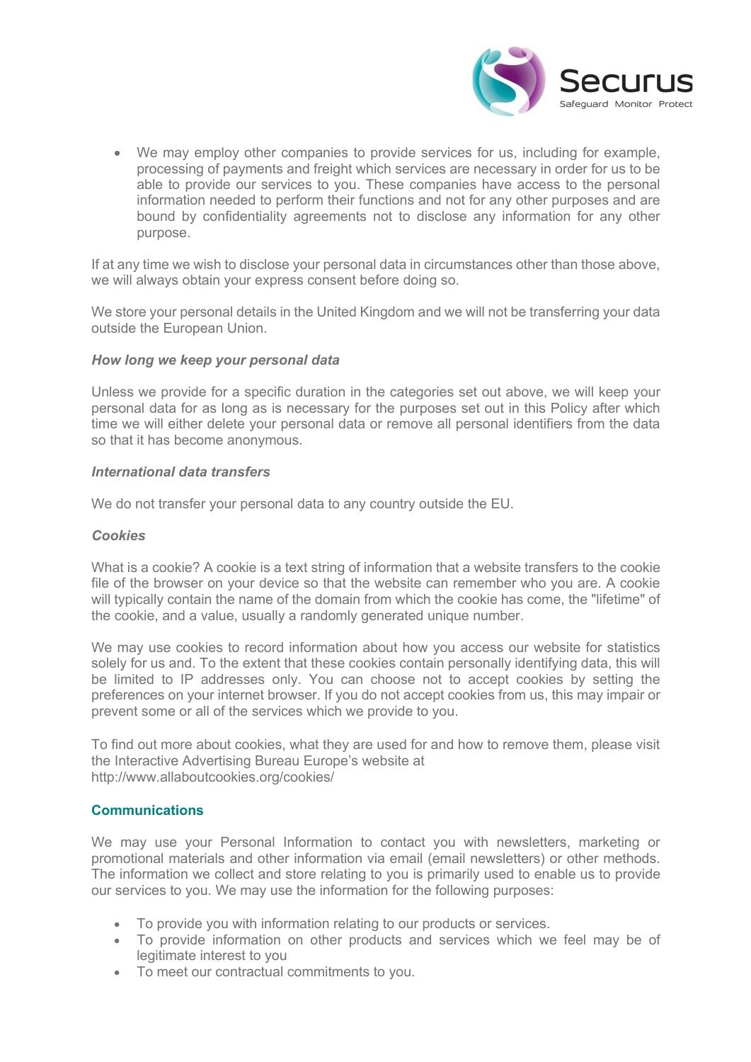- We may employ other companies to provide services for us, including for example, processing of payments and freight which services are necessary in order for us to be able to provide our services to you. These companies have access to the personal information needed to perform their functions and not for any other purposes and are bound by confidentiality agreements not to disclose any information for any other purpose.

If at any time we wish to disclose your personal data in circumstances other than those above, we will always obtain your express consent before doing so.

We store your personal details in the United Kingdom and we will not be transferring your data outside the European Union.

***How long we keep your personal data***

Unless we provide for a specific duration in the categories set out above, we will keep your personal data for as long as is necessary for the purposes set out in this Policy after which time we will either delete your personal data or remove all personal identifiers from the data so that it has become anonymous.

***International data transfers***

We do not transfer your personal data to any country outside the EU.

***Cookies***

What is a cookie? A cookie is a text string of information that a website transfers to the cookie file of the browser on your device so that the website can remember who you are. A cookie will typically contain the name of the domain from which the cookie has come, the "lifetime" of the cookie, and a value, usually a randomly generated unique number.

We may use cookies to record information about how you access our website for statistics solely for us and. To the extent that these cookies contain personally identifying data, this will be limited to IP addresses only. You can choose not to accept cookies by setting the preferences on your internet browser. If you do not accept cookies from us, this may impair or prevent some or all of the services which we provide to you.

To find out more about cookies, what they are used for and how to remove them, please visit the Interactive Advertising Bureau Europe's website at http://www.allaboutcookies.org/cookies/

## Communications

We may use your Personal Information to contact you with newsletters, marketing or promotional materials and other information via email (email newsletters) or other methods. The information we collect and store relating to you is primarily used to enable us to provide our services to you. We may use the information for the following purposes:

- To provide you with information relating to our products or services.
- To provide information on other products and services which we feel may be of legitimate interest to you
- To meet our contractual commitments to you.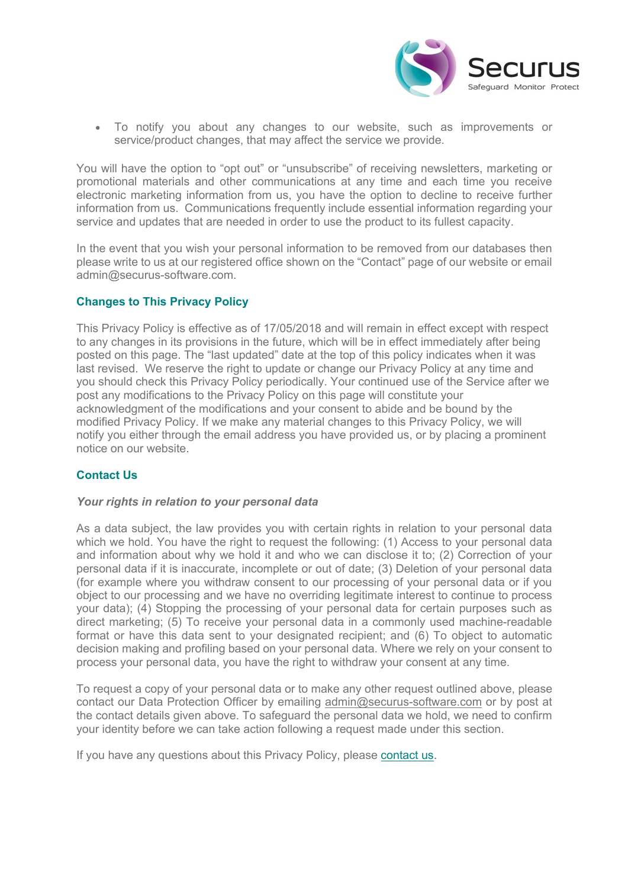- To notify you about any changes to our website, such as improvements or service/product changes, that may affect the service we provide.

You will have the option to "opt out" or "unsubscribe" of receiving newsletters, marketing or promotional materials and other communications at any time and each time you receive electronic marketing information from us, you have the option to decline to receive further information from us. Communications frequently include essential information regarding your service and updates that are needed in order to use the product to its fullest capacity.

In the event that you wish your personal information to be removed from our databases then please write to us at our registered office shown on the "Contact" page of our website or email admin@securus-software.com.

## Changes to This Privacy Policy

This Privacy Policy is effective as of 17/05/2018 and will remain in effect except with respect to any changes in its provisions in the future, which will be in effect immediately after being posted on this page. The "last updated" date at the top of this policy indicates when it was last revised. We reserve the right to update or change our Privacy Policy at any time and you should check this Privacy Policy periodically. Your continued use of the Service after we post any modifications to the Privacy Policy on this page will constitute your acknowledgment of the modifications and your consent to abide and be bound by the modified Privacy Policy. If we make any material changes to this Privacy Policy, we will notify you either through the email address you have provided us, or by placing a prominent notice on our website.

## Contact Us

### *Your rights in relation to your personal data*

As a data subject, the law provides you with certain rights in relation to your personal data which we hold. You have the right to request the following: (1) Access to your personal data and information about why we hold it and who we can disclose it to; (2) Correction of your personal data if it is inaccurate, incomplete or out of date; (3) Deletion of your personal data (for example where you withdraw consent to our processing of your personal data or if you object to our processing and we have no overriding legitimate interest to continue to process your data); (4) Stopping the processing of your personal data for certain purposes such as direct marketing; (5) To receive your personal data in a commonly used machine-readable format or have this data sent to your designated recipient; and (6) To object to automatic decision making and profiling based on your personal data. Where we rely on your consent to process your personal data, you have the right to withdraw your consent at any time.

To request a copy of your personal data or to make any other request outlined above, please contact our Data Protection Officer by emailing admin@securus-software.com or by post at the contact details given above. To safeguard the personal data we hold, we need to confirm your identity before we can take action following a request made under this section.

If you have any questions about this Privacy Policy, please contact us.